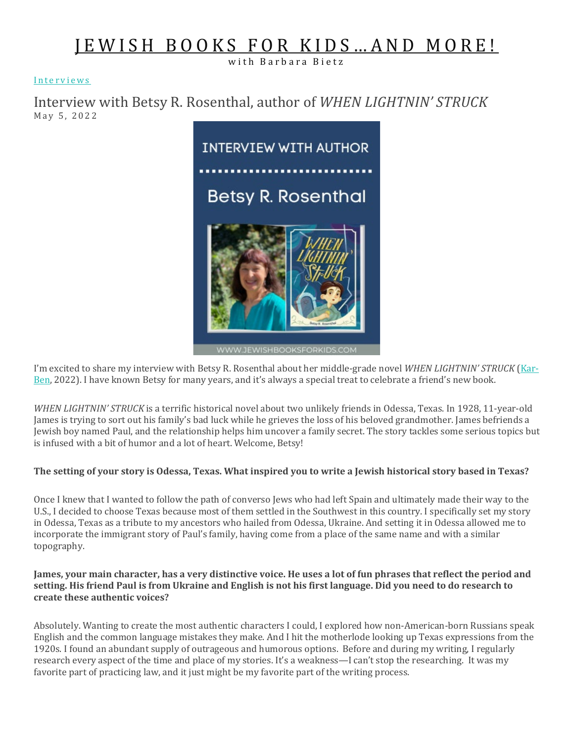# JEWISH BOOKS FOR KIDS…AND MORE!

with Barbara Bietz

Interviews

## Interview with Betsy R. Rosenthal, author of *WHEN LIGHTNIN' STRUCK*

May 5, 2022

I'm excited to share my interview with Betsy R. Rosenthal about her middle-grade novel *WHEN LIGHTNIN' STRUCK* (Kar-Ben, 2022). I have known Betsy for many years, and it's always a special treat to celebrate a friend's new book.

*WHEN LIGHTNIN' STRUCK* is a terrific historical novel about two unlikely friends in Odessa, Texas. In 1928, 11-year-old James is trying to sort out his family's bad luck while he grieves the loss of his beloved grandmother. James befriends a Jewish boy named Paul, and the relationship helps him uncover a family secret. The story tackles some serious topics but is infused with a bit of humor and a lot of heart. Welcome, Betsy!

**The setting of your story is Odessa, Texas. What inspired you to write a Jewish historical story based in Texas?**

Once I knew that I wanted to follow the path of converso Jews who had left Spain and ultimately made their way to the U.S., I decided to choose Texas because most of them settled in the Southwest in this country. I specifically set my story in Odessa, Texas as a tribute to my ancestors who hailed from Odessa, Ukraine. And setting it in Odessa allowed me to incorporate the immigrant story of Paul's family, having come from a place of the same name and with a similar topography.

**James, your main character, has a very distinctive voice. He uses a lot of fun phrases that reflect the period and setting. His friend Paul is from Ukraine and English is not his first language. Did you need to do research to create these authentic voices?**

Absolutely. Wanting to create the most authentic characters I could, I explored how non-American-born Russians speak English and the common language mistakes they make. And I hit the motherlode looking up Texas expressions from the 1920s. I found an abundant supply of outrageous and humorous options. Before and during my writing, I regularly research every aspect of the time and place of my stories. It's a weakness—I can't stop the researching. It was my favorite part of practicing law, and it just might be my favorite part of the writing process.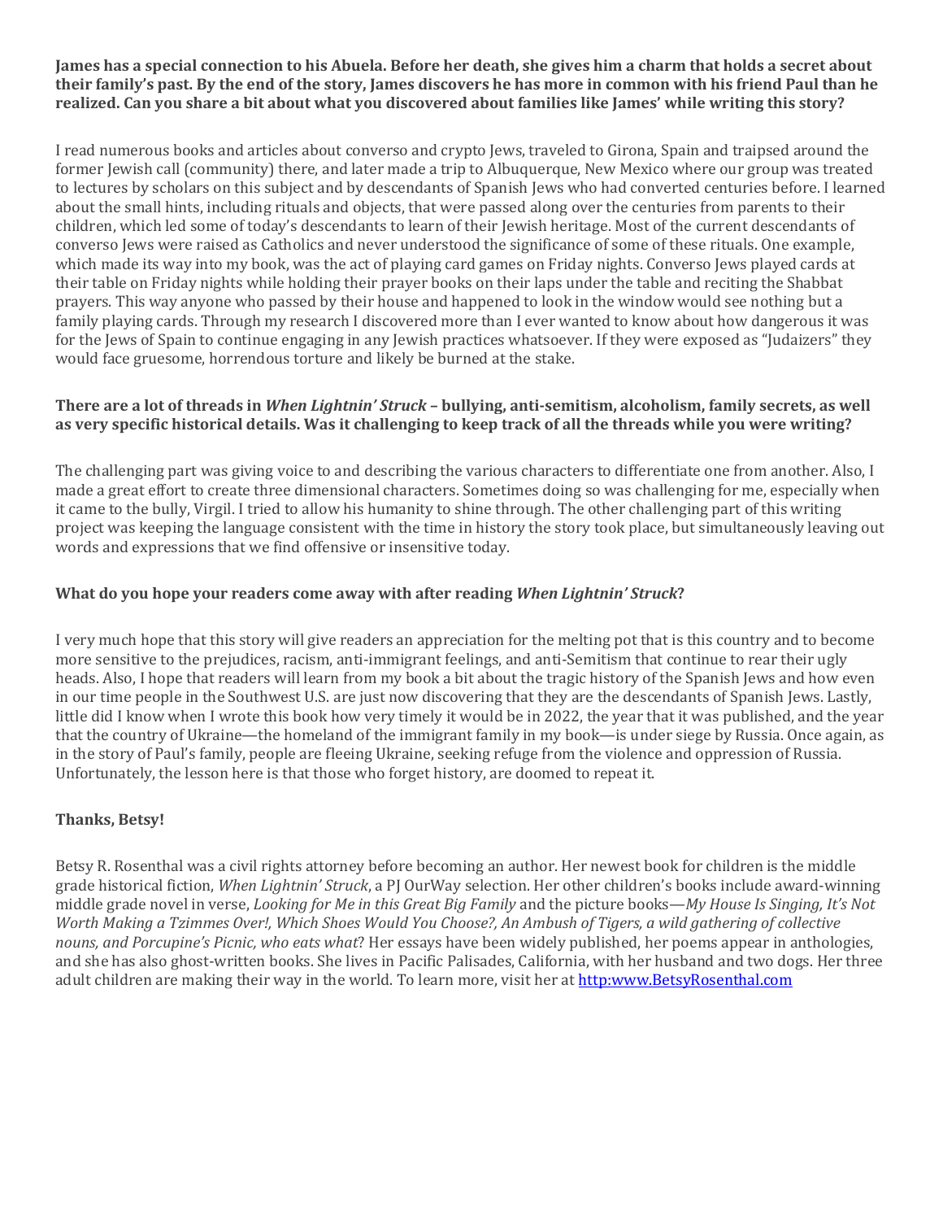**James has a special connection to his Abuela. Before her death, she gives him a charm that holds a secret about their family's past. By the end of the story, James discovers he has more in common with his friend Paul than he realized. Can you share a bit about what you discovered about families like James' while writing this story?**

I read numerous books and articles about converso and crypto Jews, traveled to Girona, Spain and traipsed around the former Jewish call (community) there, and later made a trip to Albuquerque, New Mexico where our group was treated to lectures by scholars on this subject and by descendants of Spanish Jews who had converted centuries before. I learned about the small hints, including rituals and objects, that were passed along over the centuries from parents to their children, which led some of today's descendants to learn of their Jewish heritage. Most of the current descendants of converso Jews were raised as Catholics and never understood the significance of some of these rituals. One example, which made its way into my book, was the act of playing card games on Friday nights. Converso Jews played cards at their table on Friday nights while holding their prayer books on their laps under the table and reciting the Shabbat prayers. This way anyone who passed by their house and happened to look in the window would see nothing but a family playing cards. Through my research I discovered more than I ever wanted to know about how dangerous it was for the Jews of Spain to continue engaging in any Jewish practices whatsoever. If they were exposed as "Judaizers" they would face gruesome, horrendous torture and likely be burned at the stake.

**There are a lot of threads in *When Lightnin' Struck* – bullying, anti-semitism, alcoholism, family secrets, as well as very specific historical details. Was it challenging to keep track of all the threads while you were writing?**

The challenging part was giving voice to and describing the various characters to differentiate one from another. Also, I made a great effort to create three dimensional characters. Sometimes doing so was challenging for me, especially when it came to the bully, Virgil. I tried to allow his humanity to shine through. The other challenging part of this writing project was keeping the language consistent with the time in history the story took place, but simultaneously leaving out words and expressions that we find offensive or insensitive today.

**What do you hope your readers come away with after reading *When Lightnin' Struck*?**

I very much hope that this story will give readers an appreciation for the melting pot that is this country and to become more sensitive to the prejudices, racism, anti-immigrant feelings, and anti-Semitism that continue to rear their ugly heads. Also, I hope that readers will learn from my book a bit about the tragic history of the Spanish Jews and how even in our time people in the Southwest U.S. are just now discovering that they are the descendants of Spanish Jews. Lastly, little did I know when I wrote this book how very timely it would be in 2022, the year that it was published, and the year that the country of Ukraine—the homeland of the immigrant family in my book—is under siege by Russia. Once again, as in the story of Paul's family, people are fleeing Ukraine, seeking refuge from the violence and oppression of Russia. Unfortunately, the lesson here is that those who forget history, are doomed to repeat it.

**Thanks, Betsy!**

Betsy R. Rosenthal was a civil rights attorney before becoming an author. Her newest book for children is the middle grade historical fiction, *When Lightnin' Struck*, a PJ OurWay selection. Her other children's books include award-winning middle grade novel in verse, *Looking for Me in this Great Big Family* and the picture books—*My House Is Singing, It's Not Worth Making a Tzimmes Over!, Which Shoes Would You Choose?, An Ambush of Tigers, a wild gathering of collective nouns, and Porcupine's Picnic, who eats what*? Her essays have been widely published, her poems appear in anthologies, and she has also ghost-written books. She lives in Pacific Palisades, California, with her husband and two dogs. Her three adult children are making their way in the world. To learn more, visit her at [http:www.BetsyRosenthal.com](http:www.BetsyRosenthal.com)